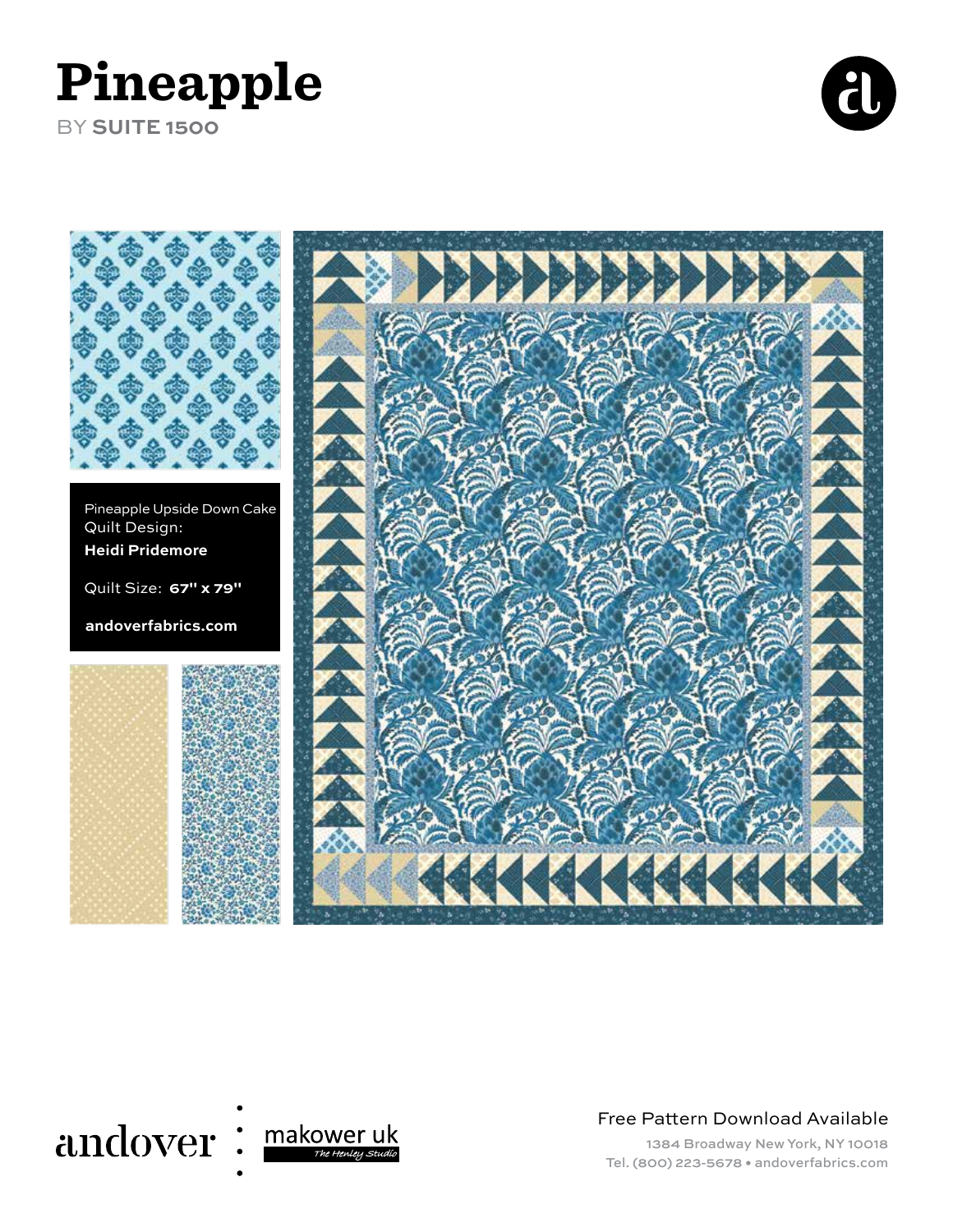# Pineapple

BY **SUITE 1500**

Pineapple Upside Down Cake
Quilt Design:
**Heidi Pridemore**

Quilt Size: **67" x 79"**

**andoverfabrics.com**

andover : makower uk
The Henley Studio

Free Pattern Download Available

1384 Broadway New York, NY 10018
Tel. (800) 223-5678 • andoverfabrics.com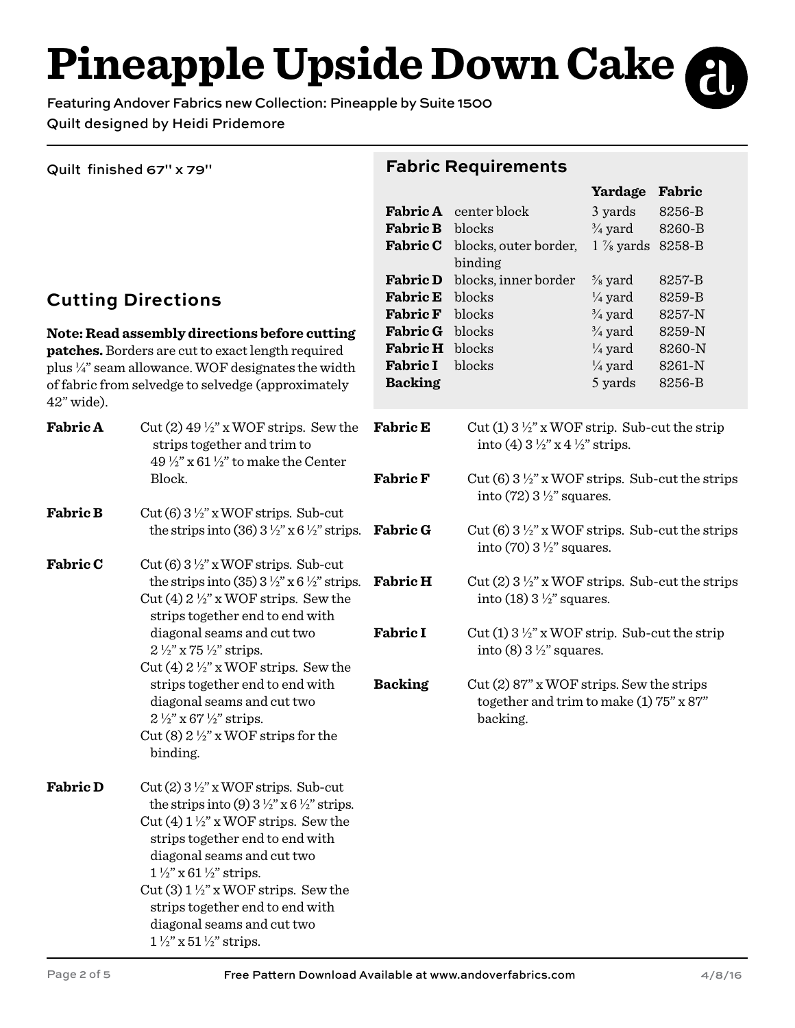# Pineapple Upside Down Cake

Featuring Andover Fabrics new Collection: Pineapple by Suite 1500

Quilt designed by Heidi Pridemore

Quilt finished 67'' x 79''

## Fabric Requirements

| | | Yardage | Fabric |
|---|---|---|---|
| **Fabric A** | center block | 3 yards | 8256-B |
| **Fabric B** | blocks | ¾ yard | 8260-B |
| **Fabric C** | blocks, outer border, binding | 1 ⅞ yards | 8258-B |
| **Fabric D** | blocks, inner border | ⅝ yard | 8257-B |
| **Fabric E** | blocks | ¼ yard | 8259-B |
| **Fabric F** | blocks | ¾ yard | 8257-N |
| **Fabric G** | blocks | ¾ yard | 8259-N |
| **Fabric H** | blocks | ¼ yard | 8260-N |
| **Fabric I** | blocks | ¼ yard | 8261-N |
| **Backing** | | 5 yards | 8256-B |

## Cutting Directions

**Note: Read assembly directions before cutting patches.** Borders are cut to exact length required plus ¼" seam allowance. WOF designates the width of fabric from selvedge to selvedge (approximately 42" wide).

**Fabric A** Cut (2) 49 ½" x WOF strips. Sew the strips together and trim to 49 ½" x 61 ½" to make the Center Block.

**Fabric B** Cut (6) 3 ½" x WOF strips. Sub-cut the strips into (36) 3 ½" x 6 ½" strips.

**Fabric C** Cut (6) 3 ½" x WOF strips. Sub-cut the strips into (35) 3 ½" x 6 ½" strips.
Cut (4) 2 ½" x WOF strips. Sew the strips together end to end with diagonal seams and cut two 2 ½" x 75 ½" strips.
Cut (4) 2 ½" x WOF strips. Sew the strips together end to end with diagonal seams and cut two 2 ½" x 67 ½" strips.
Cut (8) 2 ½" x WOF strips for the binding.

**Fabric D** Cut (2) 3 ½" x WOF strips. Sub-cut the strips into (9) 3 ½" x 6 ½" strips.
Cut (4) 1 ½" x WOF strips. Sew the strips together end to end with diagonal seams and cut two 1 ½" x 61 ½" strips.
Cut (3) 1 ½" x WOF strips. Sew the strips together end to end with diagonal seams and cut two 1 ½" x 51 ½" strips.

**Fabric E** Cut (1) 3 ½" x WOF strip. Sub-cut the strip into (4) 3 ½" x 4 ½" strips.

**Fabric F** Cut (6) 3 ½" x WOF strips. Sub-cut the strips into (72) 3 ½" squares.

**Fabric G** Cut (6) 3 ½" x WOF strips. Sub-cut the strips into (70) 3 ½" squares.

**Fabric H** Cut (2) 3 ½" x WOF strips. Sub-cut the strips into (18) 3 ½" squares.

**Fabric I** Cut (1) 3 ½" x WOF strip. Sub-cut the strip into (8) 3 ½" squares.

**Backing** Cut (2) 87" x WOF strips. Sew the strips together and trim to make (1) 75" x 87" backing.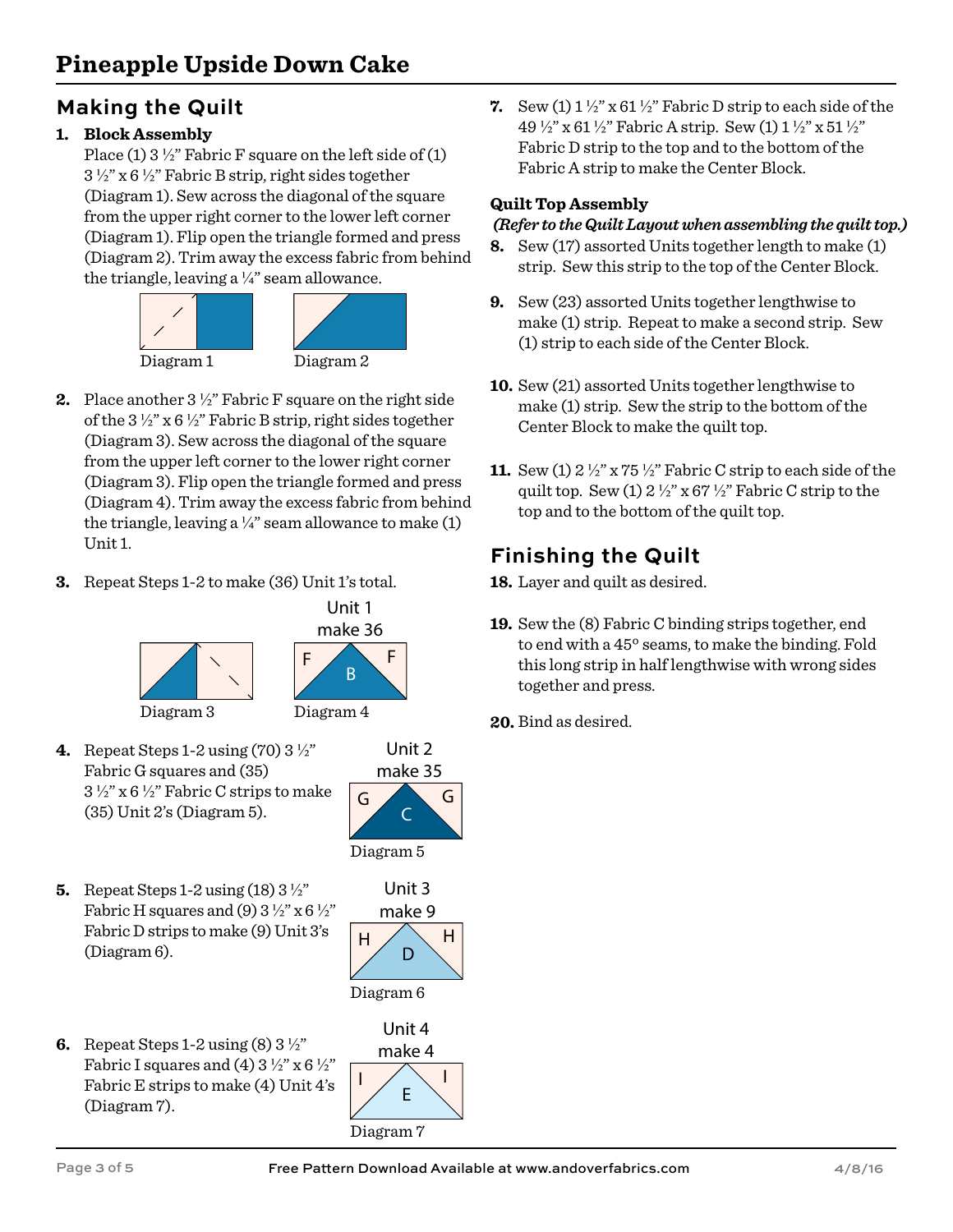# Pineapple Upside Down Cake

## Making the Quilt

1. **Block Assembly**
   Place (1) 3 ½" Fabric F square on the left side of (1) 3 ½" x 6 ½" Fabric B strip, right sides together (Diagram 1). Sew across the diagonal of the square from the upper right corner to the lower left corner (Diagram 1). Flip open the triangle formed and press (Diagram 2). Trim away the excess fabric from behind the triangle, leaving a ¼" seam allowance.

Diagram 1 Diagram 2

2. Place another 3 ½" Fabric F square on the right side of the 3 ½" x 6 ½" Fabric B strip, right sides together (Diagram 3). Sew across the diagonal of the square from the upper left corner to the lower right corner (Diagram 3). Flip open the triangle formed and press (Diagram 4). Trim away the excess fabric from behind the triangle, leaving a ¼" seam allowance to make (1) Unit 1.

3. Repeat Steps 1-2 to make (36) Unit 1's total.

Unit 1
make 36

Diagram 3 Diagram 4

4. Repeat Steps 1-2 using (70) 3 ½" Fabric G squares and (35) 3 ½" x 6 ½" Fabric C strips to make (35) Unit 2's (Diagram 5).

Unit 2
make 35

Diagram 5

5. Repeat Steps 1-2 using (18) 3 ½" Fabric H squares and (9) 3 ½" x 6 ½" Fabric D strips to make (9) Unit 3's (Diagram 6).

Unit 3
make 9

Diagram 6

6. Repeat Steps 1-2 using (8) 3 ½" Fabric I squares and (4) 3 ½" x 6 ½" Fabric E strips to make (4) Unit 4's (Diagram 7).

Unit 4
make 4

Diagram 7

7. Sew (1) 1 ½" x 61 ½" Fabric D strip to each side of the 49 ½" x 61 ½" Fabric A strip. Sew (1) 1 ½" x 51 ½" Fabric D strip to the top and to the bottom of the Fabric A strip to make the Center Block.

**Quilt Top Assembly**

***(Refer to the Quilt Layout when assembling the quilt top.)***

8. Sew (17) assorted Units together length to make (1) strip. Sew this strip to the top of the Center Block.

9. Sew (23) assorted Units together lengthwise to make (1) strip. Repeat to make a second strip. Sew (1) strip to each side of the Center Block.

10. Sew (21) assorted Units together lengthwise to make (1) strip. Sew the strip to the bottom of the Center Block to make the quilt top.

11. Sew (1) 2 ½" x 75 ½" Fabric C strip to each side of the quilt top. Sew (1) 2 ½" x 67 ½" Fabric C strip to the top and to the bottom of the quilt top.

## Finishing the Quilt

18. Layer and quilt as desired.

19. Sew the (8) Fabric C binding strips together, end to end with a 45° seams, to make the binding. Fold this long strip in half lengthwise with wrong sides together and press.

20. Bind as desired.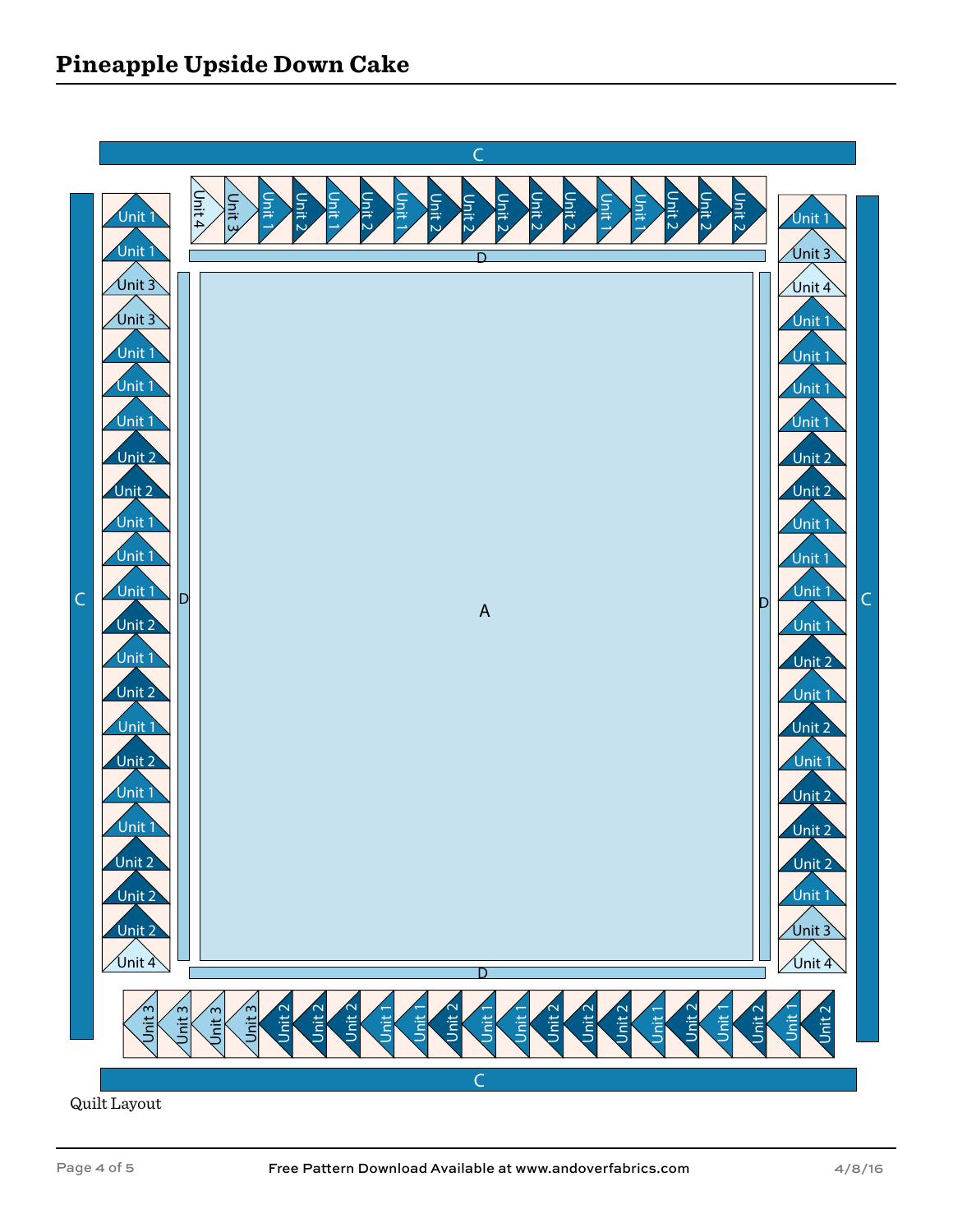# Pineapple Upside Down Cake

Quilt Layout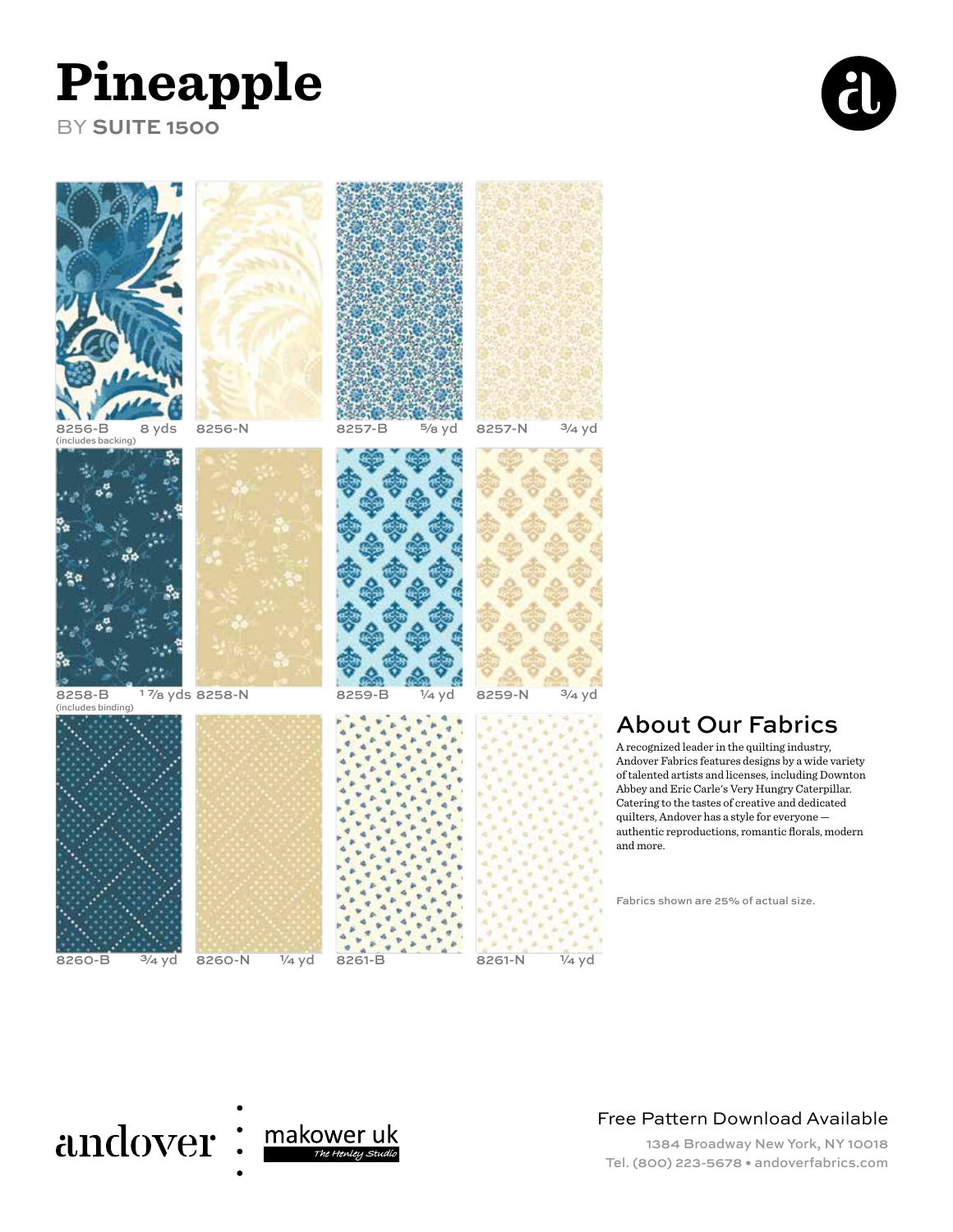# Pineapple

BY **SUITE 1500**

| | | | |
|---|---|---|---|
| 8256-B 8 yds (includes backing) | 8256-N | 8257-B ⅝ yd | 8257-N ¾ yd |
| 8258-B 1 ⅞ yds (includes binding) | 8258-N | 8259-B ¼ yd | 8259-N ¾ yd |
| 8260-B ¾ yd | 8260-N ¼ yd | 8261-B | 8261-N ¼ yd |

## About Our Fabrics

A recognized leader in the quilting industry, Andover Fabrics features designs by a wide variety of talented artists and licenses, including Downton Abbey and Eric Carle's Very Hungry Caterpillar. Catering to the tastes of creative and dedicated quilters, Andover has a style for everyone — authentic reproductions, romantic florals, modern and more.

Fabrics shown are 25% of actual size.

andover : makower uk *The Henley Studio*

Free Pattern Download Available

1384 Broadway New York, NY 10018
Tel. (800) 223-5678 • andoverfabrics.com